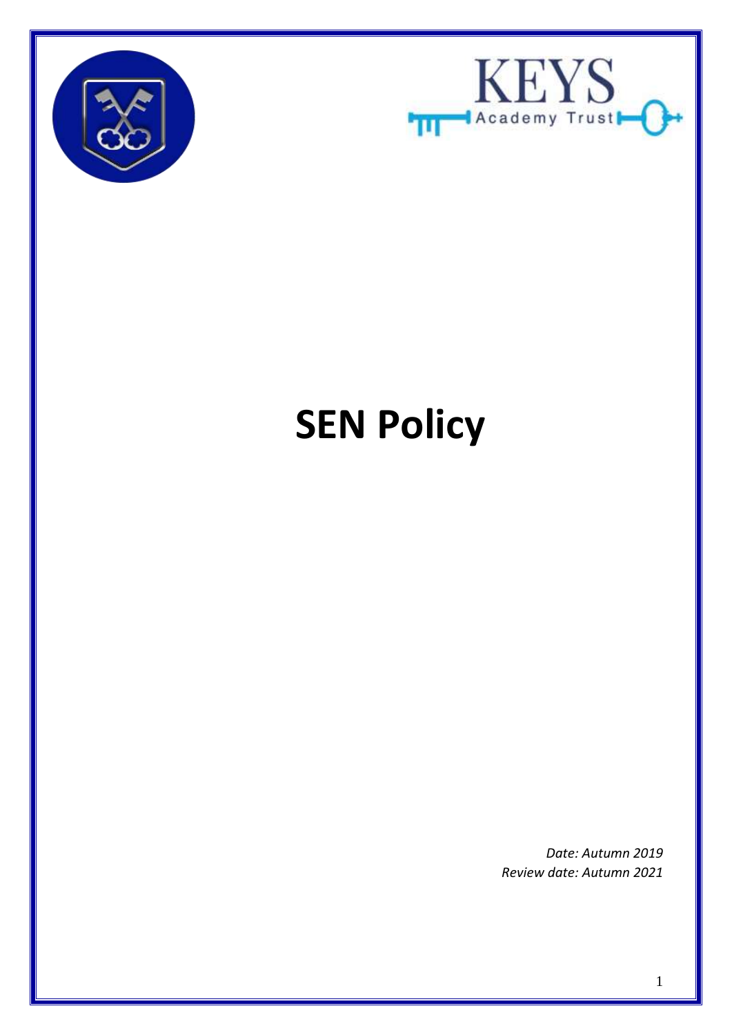KEYS

Academy Trust

# SEN Policy

*Date: Autumn 2019*
*Review date: Autumn 2021*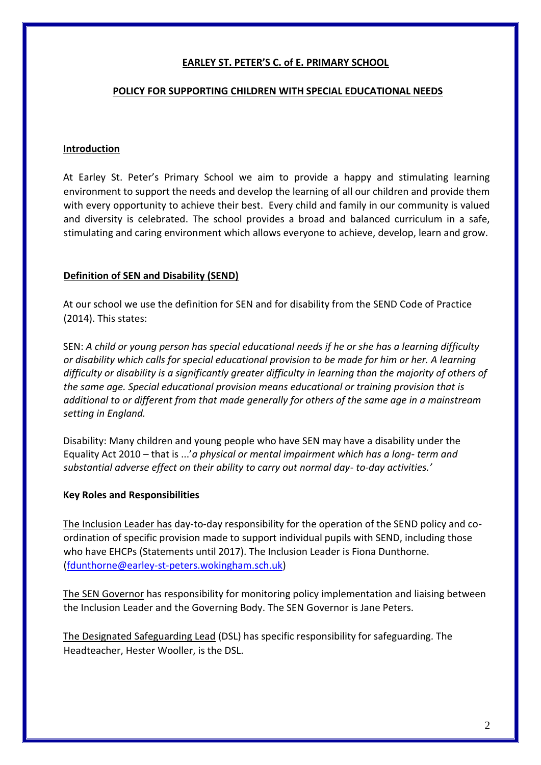**EARLEY ST. PETER'S C. of E. PRIMARY SCHOOL**

**POLICY FOR SUPPORTING CHILDREN WITH SPECIAL EDUCATIONAL NEEDS**

## Introduction

At Earley St. Peter's Primary School we aim to provide a happy and stimulating learning environment to support the needs and develop the learning of all our children and provide them with every opportunity to achieve their best. Every child and family in our community is valued and diversity is celebrated. The school provides a broad and balanced curriculum in a safe, stimulating and caring environment which allows everyone to achieve, develop, learn and grow.

## Definition of SEN and Disability (SEND)

At our school we use the definition for SEN and for disability from the SEND Code of Practice (2014). This states:

SEN: *A child or young person has special educational needs if he or she has a learning difficulty or disability which calls for special educational provision to be made for him or her. A learning difficulty or disability is a significantly greater difficulty in learning than the majority of others of the same age. Special educational provision means educational or training provision that is additional to or different from that made generally for others of the same age in a mainstream setting in England.*

Disability: Many children and young people who have SEN may have a disability under the Equality Act 2010 – that is ...'*a physical or mental impairment which has a long- term and substantial adverse effect on their ability to carry out normal day- to-day activities.'*

## Key Roles and Responsibilities

The Inclusion Leader has day-to-day responsibility for the operation of the SEND policy and co-ordination of specific provision made to support individual pupils with SEND, including those who have EHCPs (Statements until 2017). The Inclusion Leader is Fiona Dunthorne. (fdunthorne@earley-st-peters.wokingham.sch.uk)

The SEN Governor has responsibility for monitoring policy implementation and liaising between the Inclusion Leader and the Governing Body. The SEN Governor is Jane Peters.

The Designated Safeguarding Lead (DSL) has specific responsibility for safeguarding. The Headteacher, Hester Wooller, is the DSL.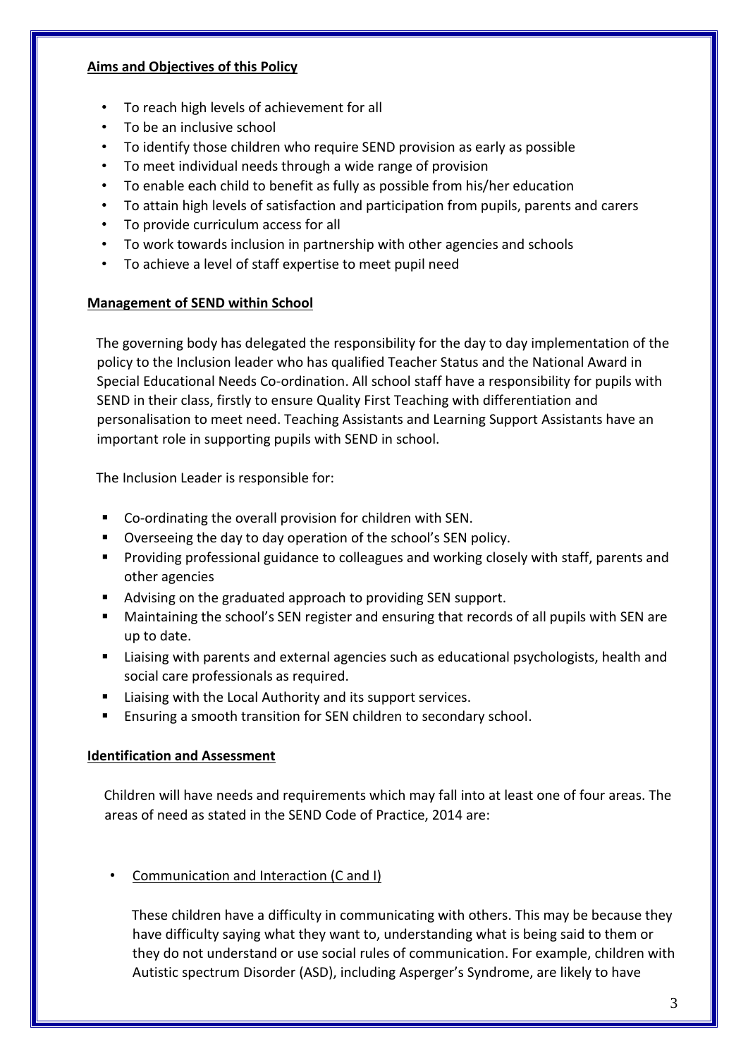## Aims and Objectives of this Policy

- To reach high levels of achievement for all
- To be an inclusive school
- To identify those children who require SEND provision as early as possible
- To meet individual needs through a wide range of provision
- To enable each child to benefit as fully as possible from his/her education
- To attain high levels of satisfaction and participation from pupils, parents and carers
- To provide curriculum access for all
- To work towards inclusion in partnership with other agencies and schools
- To achieve a level of staff expertise to meet pupil need

## Management of SEND within School

The governing body has delegated the responsibility for the day to day implementation of the policy to the Inclusion leader who has qualified Teacher Status and the National Award in Special Educational Needs Co-ordination. All school staff have a responsibility for pupils with SEND in their class, firstly to ensure Quality First Teaching with differentiation and personalisation to meet need. Teaching Assistants and Learning Support Assistants have an important role in supporting pupils with SEND in school.

The Inclusion Leader is responsible for:

- Co-ordinating the overall provision for children with SEN.
- Overseeing the day to day operation of the school's SEN policy.
- Providing professional guidance to colleagues and working closely with staff, parents and other agencies
- Advising on the graduated approach to providing SEN support.
- Maintaining the school's SEN register and ensuring that records of all pupils with SEN are up to date.
- Liaising with parents and external agencies such as educational psychologists, health and social care professionals as required.
- Liaising with the Local Authority and its support services.
- Ensuring a smooth transition for SEN children to secondary school.

## Identification and Assessment

Children will have needs and requirements which may fall into at least one of four areas. The areas of need as stated in the SEND Code of Practice, 2014 are:

- Communication and Interaction (C and I)

  These children have a difficulty in communicating with others. This may be because they have difficulty saying what they want to, understanding what is being said to them or they do not understand or use social rules of communication. For example, children with Autistic spectrum Disorder (ASD), including Asperger's Syndrome, are likely to have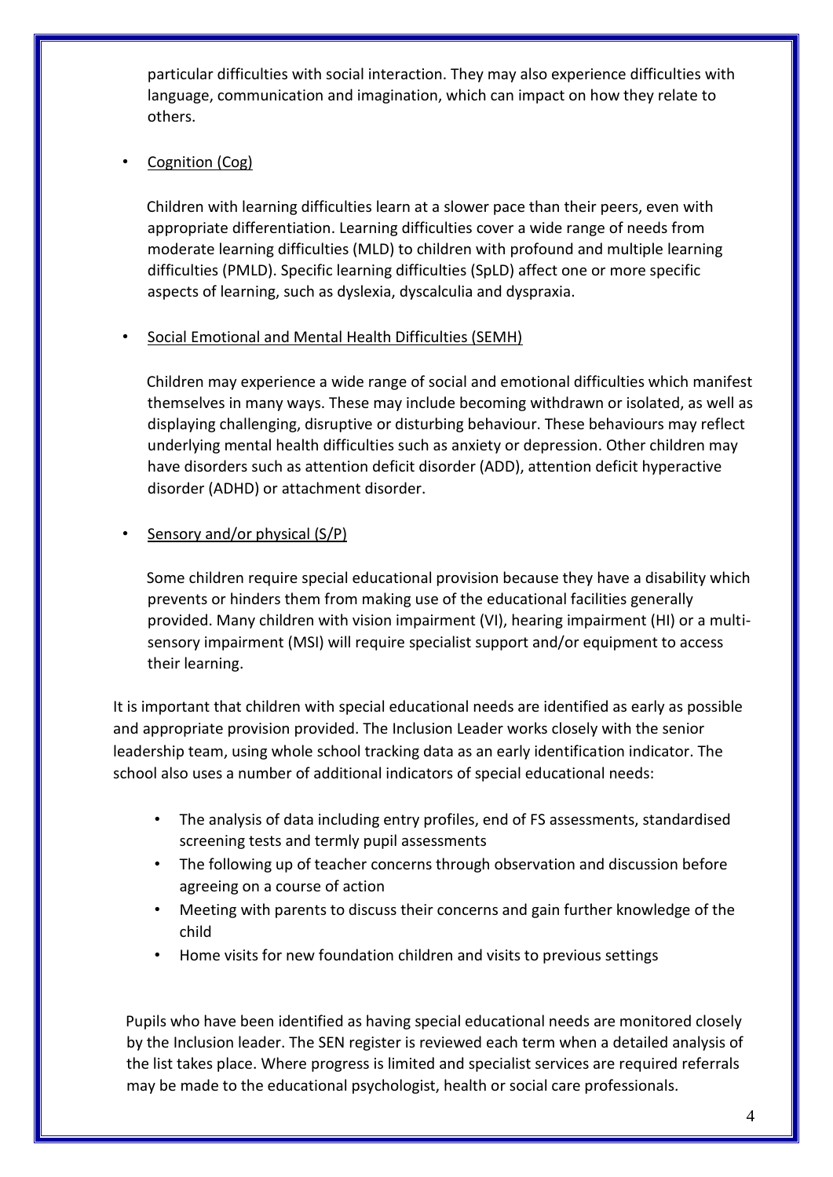particular difficulties with social interaction. They may also experience difficulties with language, communication and imagination, which can impact on how they relate to others.

- Cognition (Cog)

  Children with learning difficulties learn at a slower pace than their peers, even with appropriate differentiation. Learning difficulties cover a wide range of needs from moderate learning difficulties (MLD) to children with profound and multiple learning difficulties (PMLD). Specific learning difficulties (SpLD) affect one or more specific aspects of learning, such as dyslexia, dyscalculia and dyspraxia.

- Social Emotional and Mental Health Difficulties (SEMH)

  Children may experience a wide range of social and emotional difficulties which manifest themselves in many ways. These may include becoming withdrawn or isolated, as well as displaying challenging, disruptive or disturbing behaviour. These behaviours may reflect underlying mental health difficulties such as anxiety or depression. Other children may have disorders such as attention deficit disorder (ADD), attention deficit hyperactive disorder (ADHD) or attachment disorder.

- Sensory and/or physical (S/P)

  Some children require special educational provision because they have a disability which prevents or hinders them from making use of the educational facilities generally provided. Many children with vision impairment (VI), hearing impairment (HI) or a multi-sensory impairment (MSI) will require specialist support and/or equipment to access their learning.

It is important that children with special educational needs are identified as early as possible and appropriate provision provided. The Inclusion Leader works closely with the senior leadership team, using whole school tracking data as an early identification indicator. The school also uses a number of additional indicators of special educational needs:

- The analysis of data including entry profiles, end of FS assessments, standardised screening tests and termly pupil assessments
- The following up of teacher concerns through observation and discussion before agreeing on a course of action
- Meeting with parents to discuss their concerns and gain further knowledge of the child
- Home visits for new foundation children and visits to previous settings

Pupils who have been identified as having special educational needs are monitored closely by the Inclusion leader. The SEN register is reviewed each term when a detailed analysis of the list takes place. Where progress is limited and specialist services are required referrals may be made to the educational psychologist, health or social care professionals.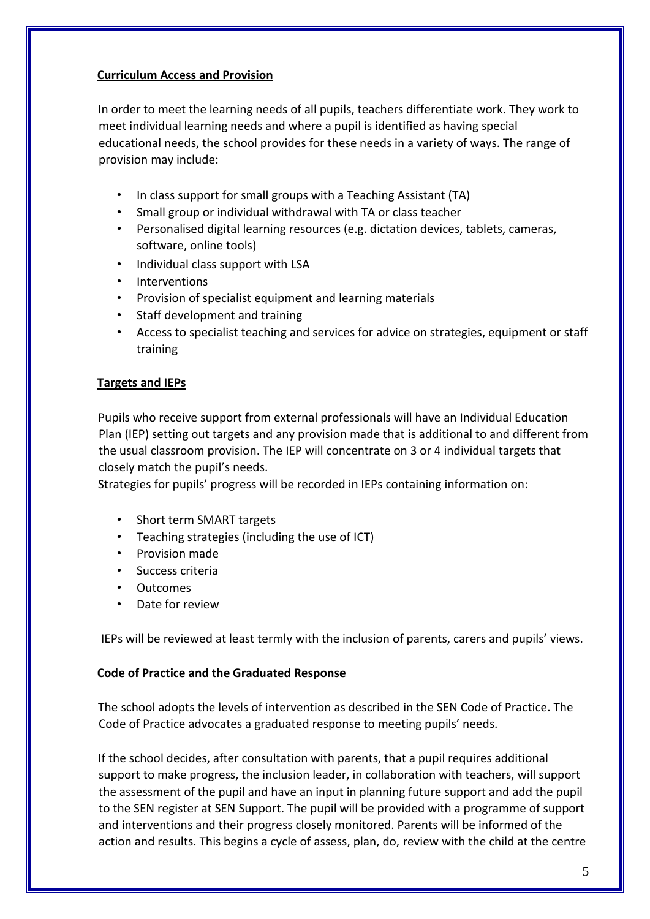## Curriculum Access and Provision

In order to meet the learning needs of all pupils, teachers differentiate work. They work to meet individual learning needs and where a pupil is identified as having special educational needs, the school provides for these needs in a variety of ways. The range of provision may include:

- In class support for small groups with a Teaching Assistant (TA)
- Small group or individual withdrawal with TA or class teacher
- Personalised digital learning resources (e.g. dictation devices, tablets, cameras, software, online tools)
- Individual class support with LSA
- Interventions
- Provision of specialist equipment and learning materials
- Staff development and training
- Access to specialist teaching and services for advice on strategies, equipment or staff training

## Targets and IEPs

Pupils who receive support from external professionals will have an Individual Education Plan (IEP) setting out targets and any provision made that is additional to and different from the usual classroom provision. The IEP will concentrate on 3 or 4 individual targets that closely match the pupil's needs.

Strategies for pupils' progress will be recorded in IEPs containing information on:

- Short term SMART targets
- Teaching strategies (including the use of ICT)
- Provision made
- Success criteria
- Outcomes
- Date for review

IEPs will be reviewed at least termly with the inclusion of parents, carers and pupils' views.

## Code of Practice and the Graduated Response

The school adopts the levels of intervention as described in the SEN Code of Practice. The Code of Practice advocates a graduated response to meeting pupils' needs.

If the school decides, after consultation with parents, that a pupil requires additional support to make progress, the inclusion leader, in collaboration with teachers, will support the assessment of the pupil and have an input in planning future support and add the pupil to the SEN register at SEN Support. The pupil will be provided with a programme of support and interventions and their progress closely monitored. Parents will be informed of the action and results. This begins a cycle of assess, plan, do, review with the child at the centre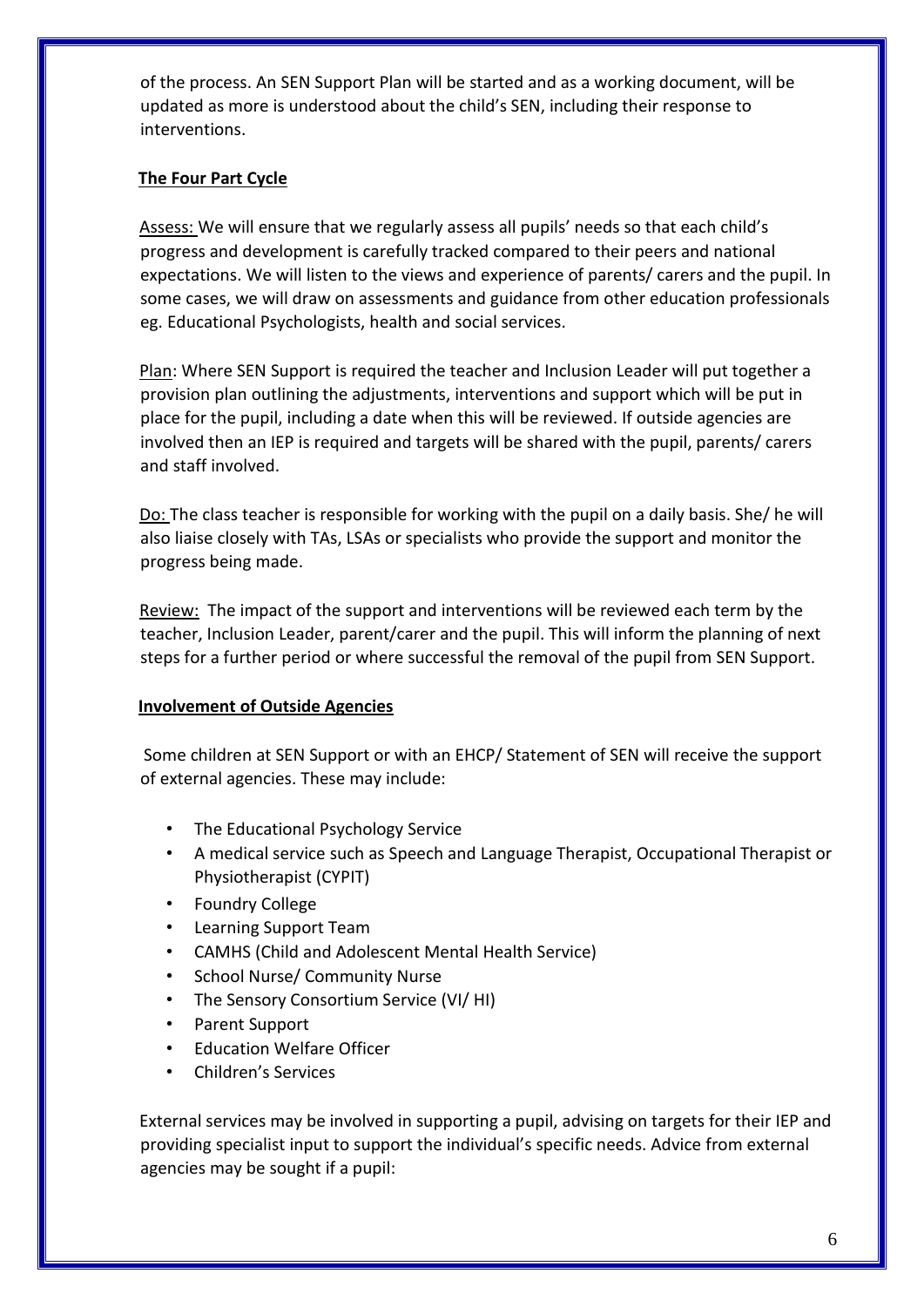of the process. An SEN Support Plan will be started and as a working document, will be updated as more is understood about the child's SEN, including their response to interventions.

**The Four Part Cycle**

Assess: We will ensure that we regularly assess all pupils' needs so that each child's progress and development is carefully tracked compared to their peers and national expectations. We will listen to the views and experience of parents/ carers and the pupil. In some cases, we will draw on assessments and guidance from other education professionals eg. Educational Psychologists, health and social services.

Plan: Where SEN Support is required the teacher and Inclusion Leader will put together a provision plan outlining the adjustments, interventions and support which will be put in place for the pupil, including a date when this will be reviewed. If outside agencies are involved then an IEP is required and targets will be shared with the pupil, parents/ carers and staff involved.

Do: The class teacher is responsible for working with the pupil on a daily basis. She/ he will also liaise closely with TAs, LSAs or specialists who provide the support and monitor the progress being made.

Review: The impact of the support and interventions will be reviewed each term by the teacher, Inclusion Leader, parent/carer and the pupil. This will inform the planning of next steps for a further period or where successful the removal of the pupil from SEN Support.

**Involvement of Outside Agencies**

Some children at SEN Support or with an EHCP/ Statement of SEN will receive the support of external agencies. These may include:

- The Educational Psychology Service
- A medical service such as Speech and Language Therapist, Occupational Therapist or Physiotherapist (CYPIT)
- Foundry College
- Learning Support Team
- CAMHS (Child and Adolescent Mental Health Service)
- School Nurse/ Community Nurse
- The Sensory Consortium Service (VI/ HI)
- Parent Support
- Education Welfare Officer
- Children's Services

External services may be involved in supporting a pupil, advising on targets for their IEP and providing specialist input to support the individual's specific needs. Advice from external agencies may be sought if a pupil: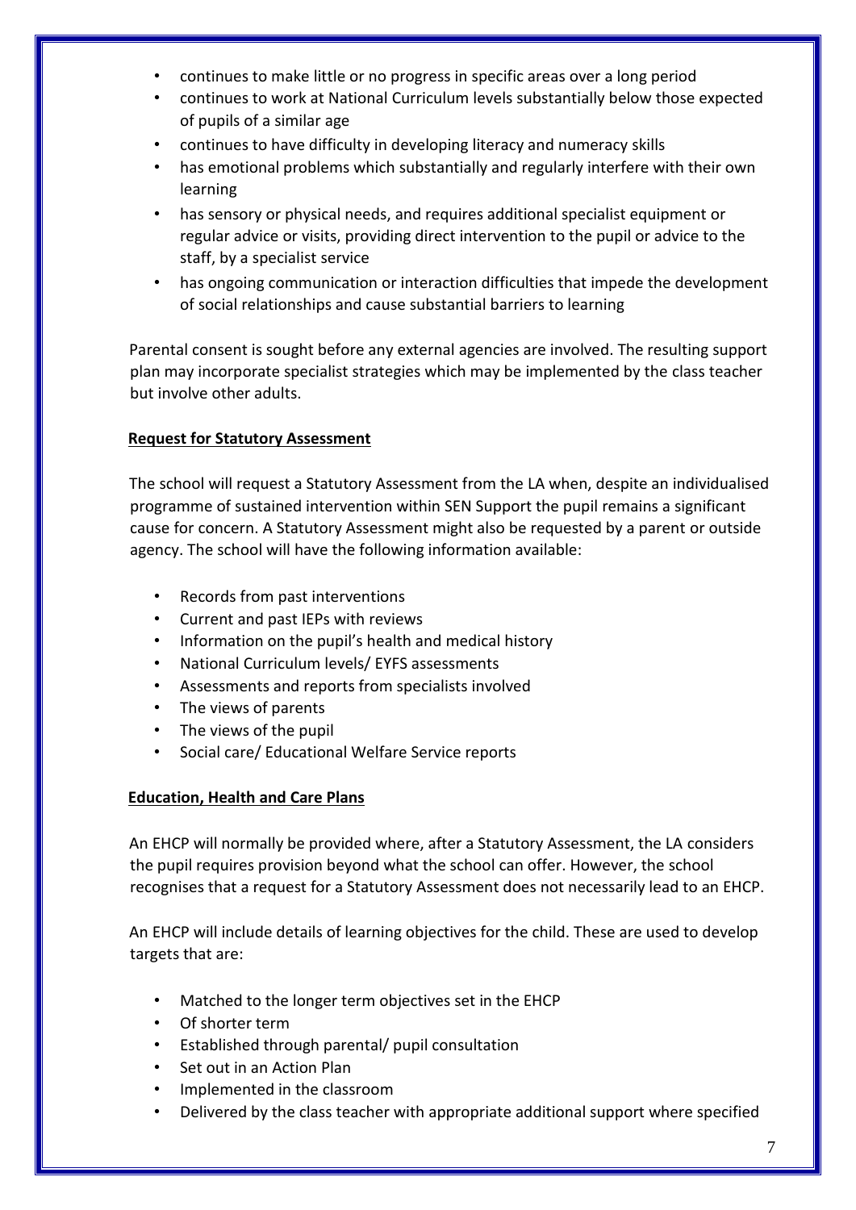- continues to make little or no progress in specific areas over a long period
- continues to work at National Curriculum levels substantially below those expected of pupils of a similar age
- continues to have difficulty in developing literacy and numeracy skills
- has emotional problems which substantially and regularly interfere with their own learning
- has sensory or physical needs, and requires additional specialist equipment or regular advice or visits, providing direct intervention to the pupil or advice to the staff, by a specialist service
- has ongoing communication or interaction difficulties that impede the development of social relationships and cause substantial barriers to learning

Parental consent is sought before any external agencies are involved. The resulting support plan may incorporate specialist strategies which may be implemented by the class teacher but involve other adults.

**Request for Statutory Assessment**

The school will request a Statutory Assessment from the LA when, despite an individualised programme of sustained intervention within SEN Support the pupil remains a significant cause for concern. A Statutory Assessment might also be requested by a parent or outside agency. The school will have the following information available:

- Records from past interventions
- Current and past IEPs with reviews
- Information on the pupil's health and medical history
- National Curriculum levels/ EYFS assessments
- Assessments and reports from specialists involved
- The views of parents
- The views of the pupil
- Social care/ Educational Welfare Service reports

**Education, Health and Care Plans**

An EHCP will normally be provided where, after a Statutory Assessment, the LA considers the pupil requires provision beyond what the school can offer. However, the school recognises that a request for a Statutory Assessment does not necessarily lead to an EHCP.

An EHCP will include details of learning objectives for the child. These are used to develop targets that are:

- Matched to the longer term objectives set in the EHCP
- Of shorter term
- Established through parental/ pupil consultation
- Set out in an Action Plan
- Implemented in the classroom
- Delivered by the class teacher with appropriate additional support where specified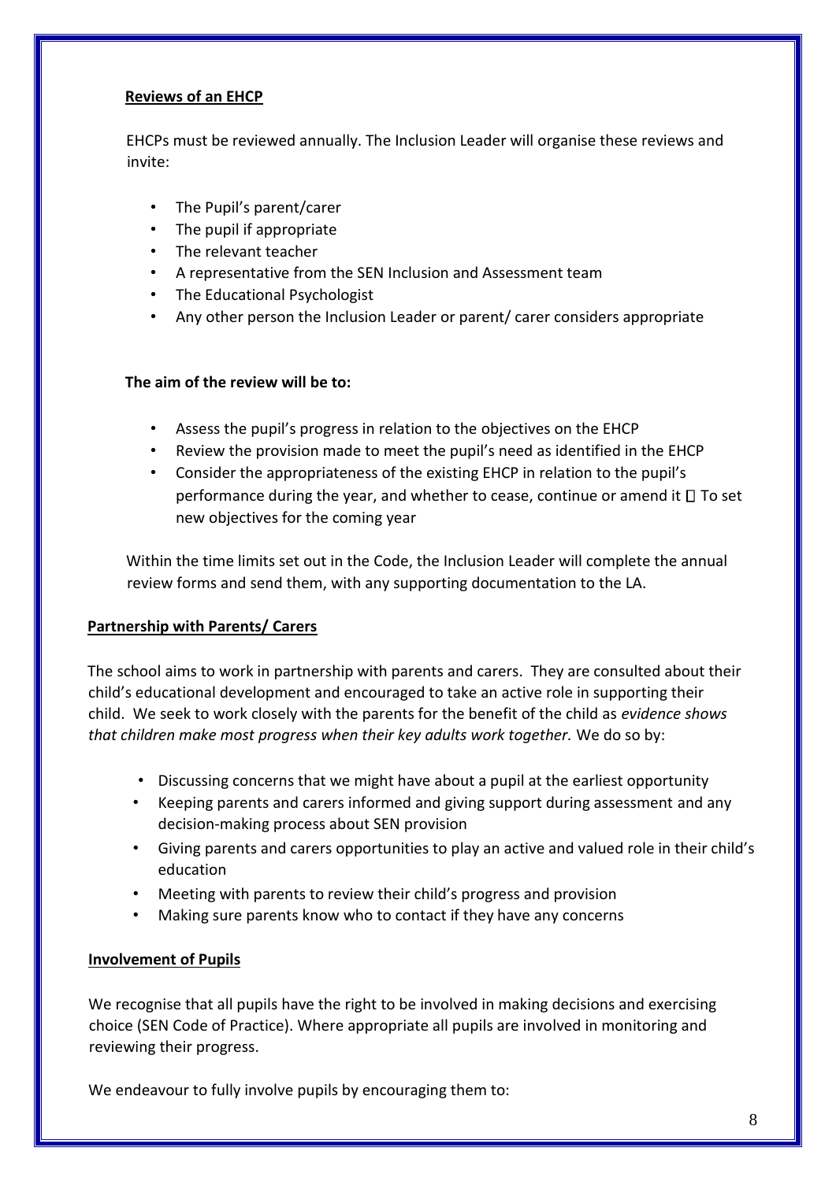**Reviews of an EHCP**

EHCPs must be reviewed annually. The Inclusion Leader will organise these reviews and invite:

- The Pupil's parent/carer
- The pupil if appropriate
- The relevant teacher
- A representative from the SEN Inclusion and Assessment team
- The Educational Psychologist
- Any other person the Inclusion Leader or parent/ carer considers appropriate

**The aim of the review will be to:**

- Assess the pupil's progress in relation to the objectives on the EHCP
- Review the provision made to meet the pupil's need as identified in the EHCP
- Consider the appropriateness of the existing EHCP in relation to the pupil's performance during the year, and whether to cease, continue or amend it  To set new objectives for the coming year

Within the time limits set out in the Code, the Inclusion Leader will complete the annual review forms and send them, with any supporting documentation to the LA.

**Partnership with Parents/ Carers**

The school aims to work in partnership with parents and carers. They are consulted about their child's educational development and encouraged to take an active role in supporting their child. We seek to work closely with the parents for the benefit of the child as *evidence shows that children make most progress when their key adults work together.* We do so by:

- Discussing concerns that we might have about a pupil at the earliest opportunity
- Keeping parents and carers informed and giving support during assessment and any decision-making process about SEN provision
- Giving parents and carers opportunities to play an active and valued role in their child's education
- Meeting with parents to review their child's progress and provision
- Making sure parents know who to contact if they have any concerns

**Involvement of Pupils**

We recognise that all pupils have the right to be involved in making decisions and exercising choice (SEN Code of Practice). Where appropriate all pupils are involved in monitoring and reviewing their progress.

We endeavour to fully involve pupils by encouraging them to: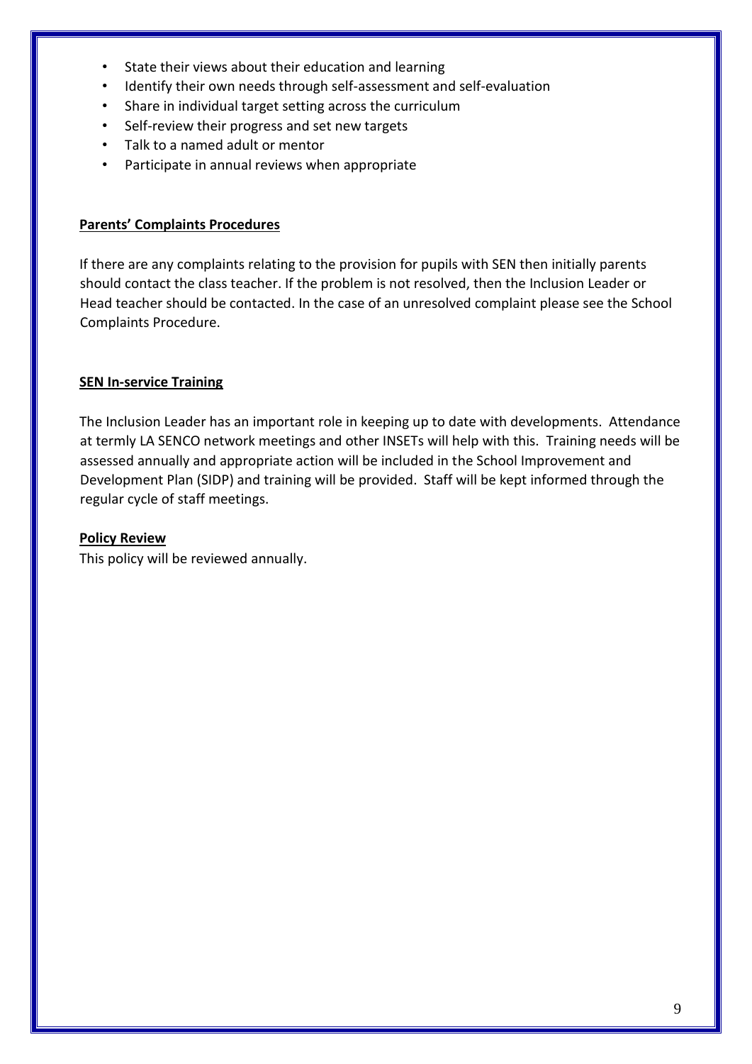- State their views about their education and learning
- Identify their own needs through self-assessment and self-evaluation
- Share in individual target setting across the curriculum
- Self-review their progress and set new targets
- Talk to a named adult or mentor
- Participate in annual reviews when appropriate

## Parents' Complaints Procedures

If there are any complaints relating to the provision for pupils with SEN then initially parents should contact the class teacher. If the problem is not resolved, then the Inclusion Leader or Head teacher should be contacted. In the case of an unresolved complaint please see the School Complaints Procedure.

## SEN In-service Training

The Inclusion Leader has an important role in keeping up to date with developments. Attendance at termly LA SENCO network meetings and other INSETs will help with this. Training needs will be assessed annually and appropriate action will be included in the School Improvement and Development Plan (SIDP) and training will be provided. Staff will be kept informed through the regular cycle of staff meetings.

## Policy Review

This policy will be reviewed annually.